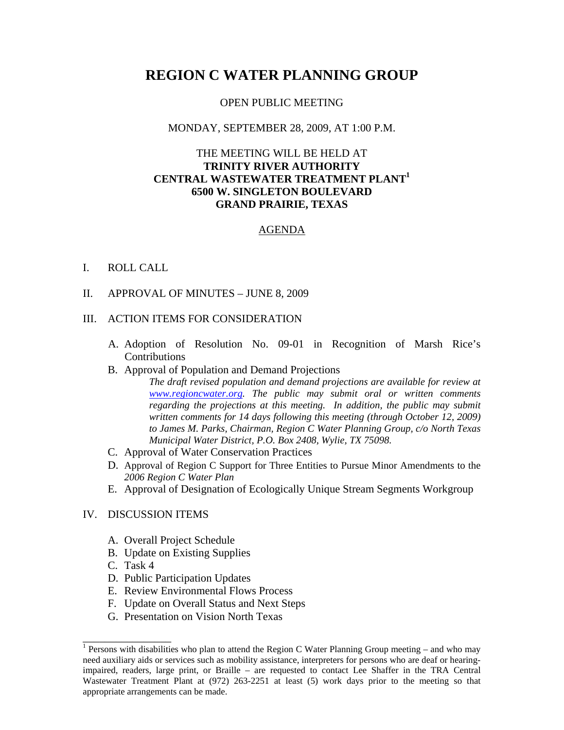# REGION C WATER PLANNING GROUP

OPEN PUBLIC MEETING

MONDAY, SEPTEMBER 28, 2009, AT 1:00 P.M.

THE MEETING WILL BE HELD AT
**TRINITY RIVER AUTHORITY**
**CENTRAL WASTEWATER TREATMENT PLANT**[1]
**6500 W. SINGLETON BOULEVARD**
**GRAND PRAIRIE, TEXAS**

## AGENDA

I. ROLL CALL

II. APPROVAL OF MINUTES – JUNE 8, 2009

III. ACTION ITEMS FOR CONSIDERATION

A. Adoption of Resolution No. 09-01 in Recognition of Marsh Rice's Contributions

B. Approval of Population and Demand Projections

*The draft revised population and demand projections are available for review at www.regioncwater.org. The public may submit oral or written comments regarding the projections at this meeting. In addition, the public may submit written comments for 14 days following this meeting (through October 12, 2009) to James M. Parks, Chairman, Region C Water Planning Group, c/o North Texas Municipal Water District, P.O. Box 2408, Wylie, TX 75098.*

C. Approval of Water Conservation Practices

D. Approval of Region C Support for Three Entities to Pursue Minor Amendments to the *2006 Region C Water Plan*

E. Approval of Designation of Ecologically Unique Stream Segments Workgroup

IV. DISCUSSION ITEMS

A. Overall Project Schedule
B. Update on Existing Supplies
C. Task 4
D. Public Participation Updates
E. Review Environmental Flows Process
F. Update on Overall Status and Next Steps
G. Presentation on Vision North Texas

---

[1] Persons with disabilities who plan to attend the Region C Water Planning Group meeting – and who may need auxiliary aids or services such as mobility assistance, interpreters for persons who are deaf or hearing-impaired, readers, large print, or Braille – are requested to contact Lee Shaffer in the TRA Central Wastewater Treatment Plant at (972) 263-2251 at least (5) work days prior to the meeting so that appropriate arrangements can be made.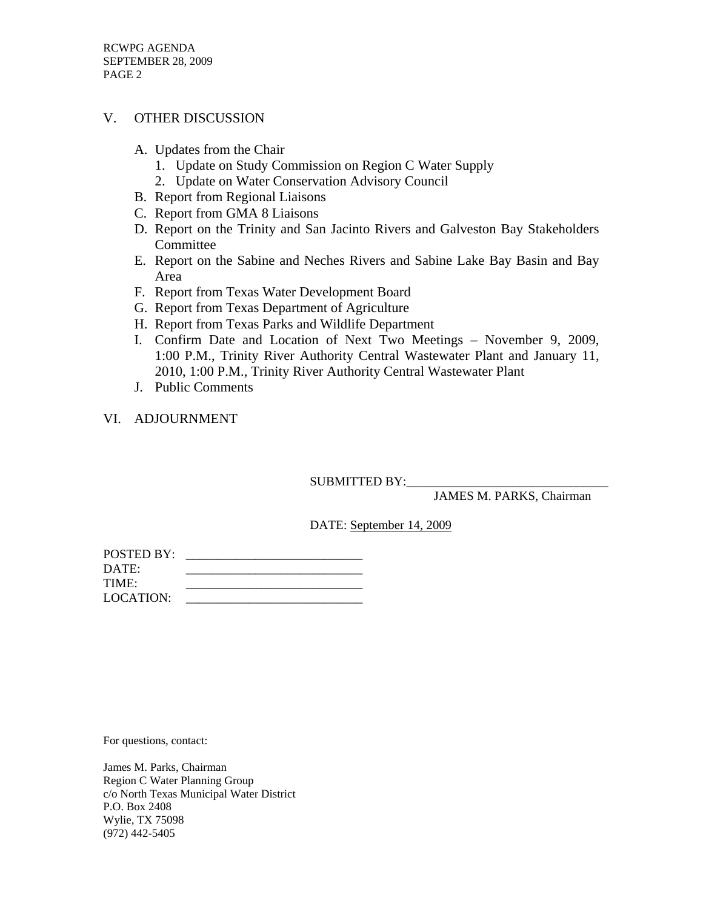## V. OTHER DISCUSSION

A. Updates from the Chair
   1. Update on Study Commission on Region C Water Supply
   2. Update on Water Conservation Advisory Council

B. Report from Regional Liaisons

C. Report from GMA 8 Liaisons

D. Report on the Trinity and San Jacinto Rivers and Galveston Bay Stakeholders Committee

E. Report on the Sabine and Neches Rivers and Sabine Lake Bay Basin and Bay Area

F. Report from Texas Water Development Board

G. Report from Texas Department of Agriculture

H. Report from Texas Parks and Wildlife Department

I. Confirm Date and Location of Next Two Meetings – November 9, 2009, 1:00 P.M., Trinity River Authority Central Wastewater Plant and January 11, 2010, 1:00 P.M., Trinity River Authority Central Wastewater Plant

J. Public Comments

## VI. ADJOURNMENT

SUBMITTED BY:________________________________
JAMES M. PARKS, Chairman

DATE: September 14, 2009

POSTED BY: ____________________________
DATE: ____________________________
TIME: ____________________________
LOCATION: ____________________________

For questions, contact:

James M. Parks, Chairman
Region C Water Planning Group
c/o North Texas Municipal Water District
P.O. Box 2408
Wylie, TX 75098
(972) 442-5405